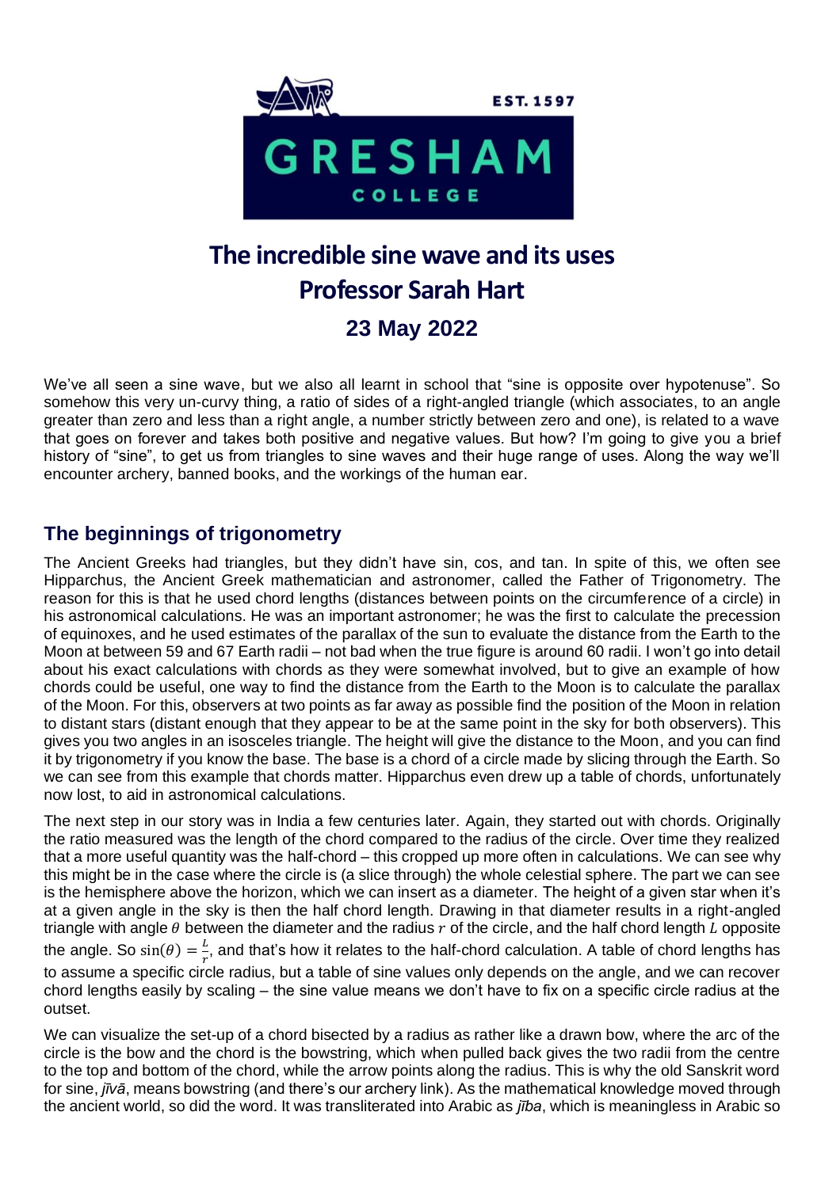# The incredible sine wave and its uses

## Professor Sarah Hart

### 23 May 2022

We've all seen a sine wave, but we also all learnt in school that "sine is opposite over hypotenuse". So somehow this very un-curvy thing, a ratio of sides of a right-angled triangle (which associates, to an angle greater than zero and less than a right angle, a number strictly between zero and one), is related to a wave that goes on forever and takes both positive and negative values. But how? I'm going to give you a brief history of "sine", to get us from triangles to sine waves and their huge range of uses. Along the way we'll encounter archery, banned books, and the workings of the human ear.

## The beginnings of trigonometry

The Ancient Greeks had triangles, but they didn't have sin, cos, and tan. In spite of this, we often see Hipparchus, the Ancient Greek mathematician and astronomer, called the Father of Trigonometry. The reason for this is that he used chord lengths (distances between points on the circumference of a circle) in his astronomical calculations. He was an important astronomer; he was the first to calculate the precession of equinoxes, and he used estimates of the parallax of the sun to evaluate the distance from the Earth to the Moon at between 59 and 67 Earth radii – not bad when the true figure is around 60 radii. I won't go into detail about his exact calculations with chords as they were somewhat involved, but to give an example of how chords could be useful, one way to find the distance from the Earth to the Moon is to calculate the parallax of the Moon. For this, observers at two points as far away as possible find the position of the Moon in relation to distant stars (distant enough that they appear to be at the same point in the sky for both observers). This gives you two angles in an isosceles triangle. The height will give the distance to the Moon, and you can find it by trigonometry if you know the base. The base is a chord of a circle made by slicing through the Earth. So we can see from this example that chords matter. Hipparchus even drew up a table of chords, unfortunately now lost, to aid in astronomical calculations.

The next step in our story was in India a few centuries later. Again, they started out with chords. Originally the ratio measured was the length of the chord compared to the radius of the circle. Over time they realized that a more useful quantity was the half-chord – this cropped up more often in calculations. We can see why this might be in the case where the circle is (a slice through) the whole celestial sphere. The part we can see is the hemisphere above the horizon, which we can insert as a diameter. The height of a given star when it's at a given angle in the sky is then the half chord length. Drawing in that diameter results in a right-angled triangle with angle $\theta$ between the diameter and the radius $r$ of the circle, and the half chord length $L$ opposite the angle. So $\sin(\theta) = \frac{L}{r}$, and that's how it relates to the half-chord calculation. A table of chord lengths has to assume a specific circle radius, but a table of sine values only depends on the angle, and we can recover chord lengths easily by scaling – the sine value means we don't have to fix on a specific circle radius at the outset.

We can visualize the set-up of a chord bisected by a radius as rather like a drawn bow, where the arc of the circle is the bow and the chord is the bowstring, which when pulled back gives the two radii from the centre to the top and bottom of the chord, while the arrow points along the radius. This is why the old Sanskrit word for sine, *jīvā*, means bowstring (and there's our archery link). As the mathematical knowledge moved through the ancient world, so did the word. It was transliterated into Arabic as *jība*, which is meaningless in Arabic so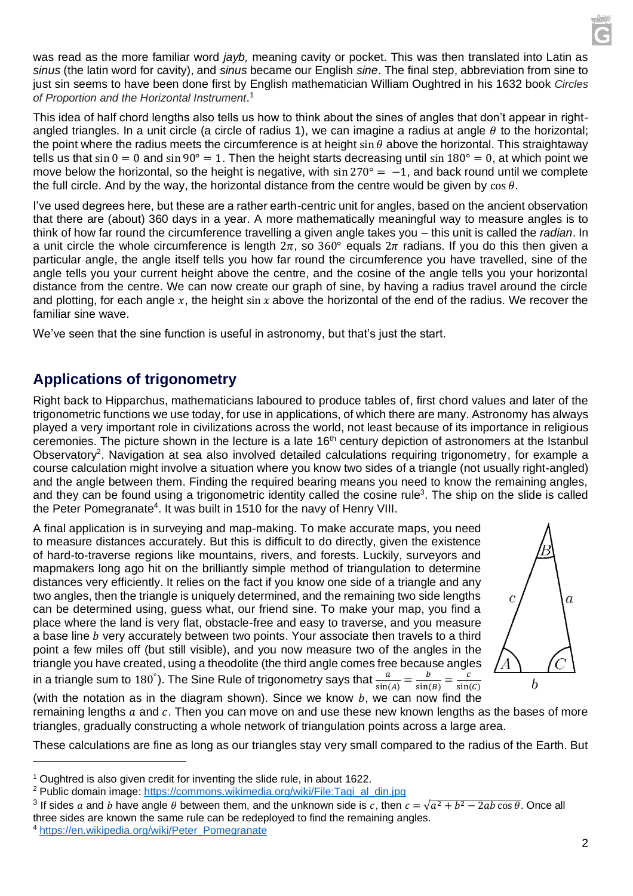was read as the more familiar word *jayb,* meaning cavity or pocket. This was then translated into Latin as *sinus* (the latin word for cavity), and *sinus* became our English *sine*. The final step, abbreviation from sine to just sin seems to have been done first by English mathematician William Oughtred in his 1632 book *Circles of Proportion and the Horizontal Instrument*.[1]

This idea of half chord lengths also tells us how to think about the sines of angles that don't appear in right-angled triangles. In a unit circle (a circle of radius 1), we can imagine a radius at angle $\theta$ to the horizontal; the point where the radius meets the circumference is at height $\sin\theta$ above the horizontal. This straightaway tells us that $\sin 0 = 0$ and $\sin 90° = 1$. Then the height starts decreasing until $\sin 180° = 0$, at which point we move below the horizontal, so the height is negative, with $\sin 270° = -1$, and back round until we complete the full circle. And by the way, the horizontal distance from the centre would be given by $\cos\theta$.

I've used degrees here, but these are a rather earth-centric unit for angles, based on the ancient observation that there are (about) 360 days in a year. A more mathematically meaningful way to measure angles is to think of how far round the circumference travelling a given angle takes you – this unit is called the *radian*. In a unit circle the whole circumference is length $2\pi$, so $360°$ equals $2\pi$ radians. If you do this then given a particular angle, the angle itself tells you how far round the circumference you have travelled, sine of the angle tells you your current height above the centre, and the cosine of the angle tells you your horizontal distance from the centre. We can now create our graph of sine, by having a radius travel around the circle and plotting, for each angle $x$, the height $\sin x$ above the horizontal of the end of the radius. We recover the familiar sine wave.

We've seen that the sine function is useful in astronomy, but that's just the start.

## Applications of trigonometry

Right back to Hipparchus, mathematicians laboured to produce tables of, first chord values and later of the trigonometric functions we use today, for use in applications, of which there are many. Astronomy has always played a very important role in civilizations across the world, not least because of its importance in religious ceremonies. The picture shown in the lecture is a late 16th century depiction of astronomers at the Istanbul Observatory[2]. Navigation at sea also involved detailed calculations requiring trigonometry, for example a course calculation might involve a situation where you know two sides of a triangle (not usually right-angled) and the angle between them. Finding the required bearing means you need to know the remaining angles, and they can be found using a trigonometric identity called the cosine rule[3]. The ship on the slide is called the Peter Pomegranate[4]. It was built in 1510 for the navy of Henry VIII.

A final application is in surveying and map-making. To make accurate maps, you need to measure distances accurately. But this is difficult to do directly, given the existence of hard-to-traverse regions like mountains, rivers, and forests. Luckily, surveyors and mapmakers long ago hit on the brilliantly simple method of triangulation to determine distances very efficiently. It relies on the fact if you know one side of a triangle and any two angles, then the triangle is uniquely determined, and the remaining two side lengths can be determined using, guess what, our friend sine. To make your map, you find a place where the land is very flat, obstacle-free and easy to traverse, and you measure a base line $b$ very accurately between two points. Your associate then travels to a third point a few miles off (but still visible), and you now measure two of the angles in the triangle you have created, using a theodolite (the third angle comes free because angles in a triangle sum to $180°$). The Sine Rule of trigonometry says that $\frac{a}{\sin(A)} = \frac{b}{\sin(B)} = \frac{c}{\sin(C)}$ (with the notation as in the diagram shown). Since we know $b$, we can now find the remaining lengths $a$ and $c$. Then you can move on and use these new known lengths as the bases of more triangles, gradually constructing a whole network of triangulation points across a large area.

These calculations are fine as long as our triangles stay very small compared to the radius of the Earth. But

---

[1] Oughtred is also given credit for inventing the slide rule, in about 1622.

[2] Public domain image: https://commons.wikimedia.org/wiki/File:Taqi_al_din.jpg

[3] If sides $a$ and $b$ have angle $\theta$ between them, and the unknown side is $c$, then $c = \sqrt{a^2 + b^2 - 2ab\cos\theta}$. Once all three sides are known the same rule can be redeployed to find the remaining angles.

[4] https://en.wikipedia.org/wiki/Peter_Pomegranate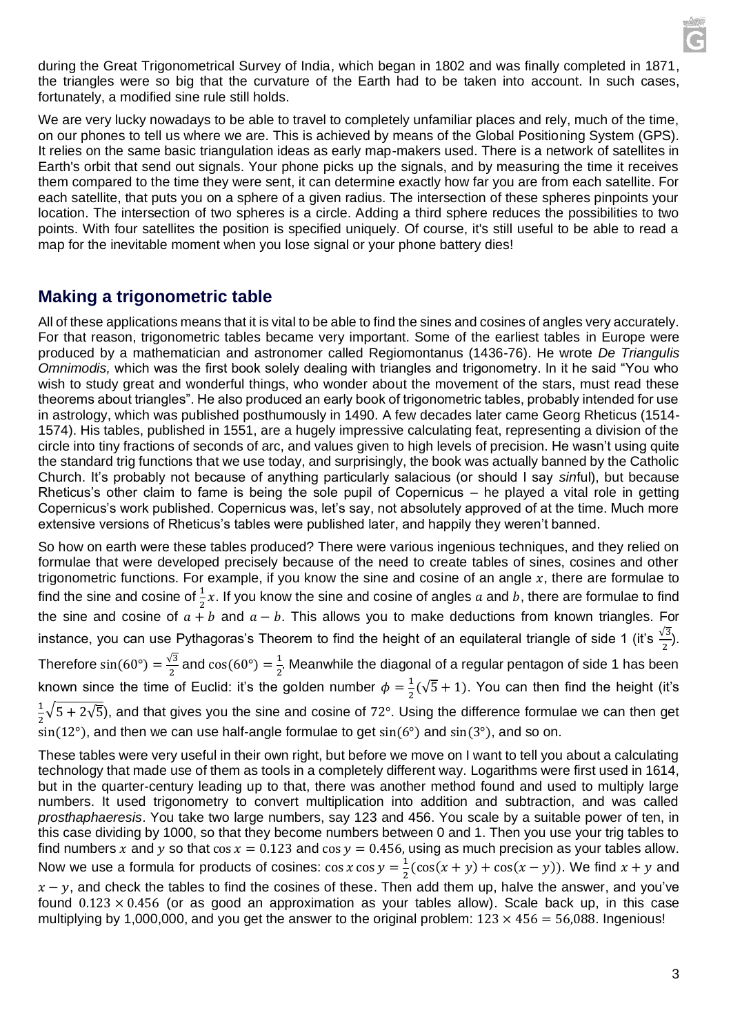during the Great Trigonometrical Survey of India, which began in 1802 and was finally completed in 1871, the triangles were so big that the curvature of the Earth had to be taken into account. In such cases, fortunately, a modified sine rule still holds.

We are very lucky nowadays to be able to travel to completely unfamiliar places and rely, much of the time, on our phones to tell us where we are. This is achieved by means of the Global Positioning System (GPS). It relies on the same basic triangulation ideas as early map-makers used. There is a network of satellites in Earth's orbit that send out signals. Your phone picks up the signals, and by measuring the time it receives them compared to the time they were sent, it can determine exactly how far you are from each satellite. For each satellite, that puts you on a sphere of a given radius. The intersection of these spheres pinpoints your location. The intersection of two spheres is a circle. Adding a third sphere reduces the possibilities to two points. With four satellites the position is specified uniquely. Of course, it's still useful to be able to read a map for the inevitable moment when you lose signal or your phone battery dies!

## Making a trigonometric table

All of these applications means that it is vital to be able to find the sines and cosines of angles very accurately. For that reason, trigonometric tables became very important. Some of the earliest tables in Europe were produced by a mathematician and astronomer called Regiomontanus (1436-76). He wrote *De Triangulis Omnimodis,* which was the first book solely dealing with triangles and trigonometry. In it he said "You who wish to study great and wonderful things, who wonder about the movement of the stars, must read these theorems about triangles". He also produced an early book of trigonometric tables, probably intended for use in astrology, which was published posthumously in 1490. A few decades later came Georg Rheticus (1514-1574). His tables, published in 1551, are a hugely impressive calculating feat, representing a division of the circle into tiny fractions of seconds of arc, and values given to high levels of precision. He wasn't using quite the standard trig functions that we use today, and surprisingly, the book was actually banned by the Catholic Church. It's probably not because of anything particularly salacious (or should I say *sin*ful), but because Rheticus's other claim to fame is being the sole pupil of Copernicus – he played a vital role in getting Copernicus's work published. Copernicus was, let's say, not absolutely approved of at the time. Much more extensive versions of Rheticus's tables were published later, and happily they weren't banned.

So how on earth were these tables produced? There were various ingenious techniques, and they relied on formulae that were developed precisely because of the need to create tables of sines, cosines and other trigonometric functions. For example, if you know the sine and cosine of an angle $x$, there are formulae to find the sine and cosine of $\frac{1}{2}x$. If you know the sine and cosine of angles $a$ and $b$, there are formulae to find the sine and cosine of $a+b$ and $a-b$. This allows you to make deductions from known triangles. For instance, you can use Pythagoras's Theorem to find the height of an equilateral triangle of side 1 (it's $\frac{\sqrt{3}}{2}$). Therefore $\sin(60°) = \frac{\sqrt{3}}{2}$ and $\cos(60°) = \frac{1}{2}$. Meanwhile the diagonal of a regular pentagon of side 1 has been known since the time of Euclid: it's the golden number $\phi = \frac{1}{2}(\sqrt{5}+1)$. You can then find the height (it's $\frac{1}{2}\sqrt{5+2\sqrt{5}}$), and that gives you the sine and cosine of $72°$. Using the difference formulae we can then get $\sin(12°)$, and then we can use half-angle formulae to get $\sin(6°)$ and $\sin(3°)$, and so on.

These tables were very useful in their own right, but before we move on I want to tell you about a calculating technology that made use of them as tools in a completely different way. Logarithms were first used in 1614, but in the quarter-century leading up to that, there was another method found and used to multiply large numbers. It used trigonometry to convert multiplication into addition and subtraction, and was called *prosthaphaeresis*. You take two large numbers, say 123 and 456. You scale by a suitable power of ten, in this case dividing by 1000, so that they become numbers between 0 and 1. Then you use your trig tables to find numbers $x$ and $y$ so that $\cos x = 0.123$ and $\cos y = 0.456$, using as much precision as your tables allow. Now we use a formula for products of cosines: $\cos x \cos y = \frac{1}{2}(\cos(x+y) + \cos(x-y))$. We find $x+y$ and $x-y$, and check the tables to find the cosines of these. Then add them up, halve the answer, and you've found $0.123 \times 0.456$ (or as good an approximation as your tables allow). Scale back up, in this case multiplying by 1,000,000, and you get the answer to the original problem: $123 \times 456 = 56{,}088$. Ingenious!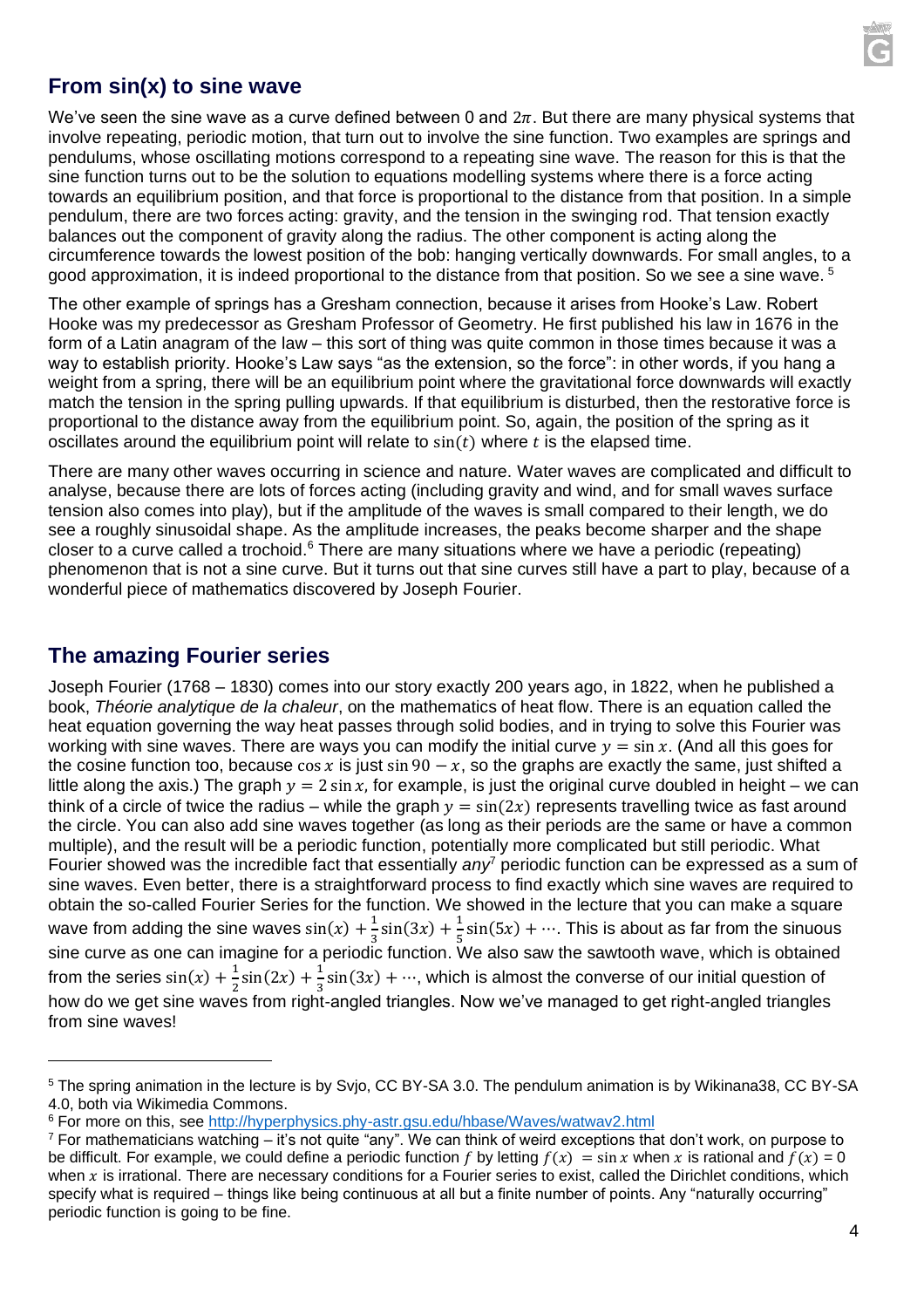## From sin(x) to sine wave

We've seen the sine wave as a curve defined between 0 and $2\pi$. But there are many physical systems that involve repeating, periodic motion, that turn out to involve the sine function. Two examples are springs and pendulums, whose oscillating motions correspond to a repeating sine wave. The reason for this is that the sine function turns out to be the solution to equations modelling systems where there is a force acting towards an equilibrium position, and that force is proportional to the distance from that position. In a simple pendulum, there are two forces acting: gravity, and the tension in the swinging rod. That tension exactly balances out the component of gravity along the radius. The other component is acting along the circumference towards the lowest position of the bob: hanging vertically downwards. For small angles, to a good approximation, it is indeed proportional to the distance from that position. So we see a sine wave. [5]

The other example of springs has a Gresham connection, because it arises from Hooke's Law. Robert Hooke was my predecessor as Gresham Professor of Geometry. He first published his law in 1676 in the form of a Latin anagram of the law – this sort of thing was quite common in those times because it was a way to establish priority. Hooke's Law says "as the extension, so the force": in other words, if you hang a weight from a spring, there will be an equilibrium point where the gravitational force downwards will exactly match the tension in the spring pulling upwards. If that equilibrium is disturbed, then the restorative force is proportional to the distance away from the equilibrium point. So, again, the position of the spring as it oscillates around the equilibrium point will relate to $\sin(t)$ where $t$ is the elapsed time.

There are many other waves occurring in science and nature. Water waves are complicated and difficult to analyse, because there are lots of forces acting (including gravity and wind, and for small waves surface tension also comes into play), but if the amplitude of the waves is small compared to their length, we do see a roughly sinusoidal shape. As the amplitude increases, the peaks become sharper and the shape closer to a curve called a trochoid.[6] There are many situations where we have a periodic (repeating) phenomenon that is not a sine curve. But it turns out that sine curves still have a part to play, because of a wonderful piece of mathematics discovered by Joseph Fourier.

## The amazing Fourier series

Joseph Fourier (1768 – 1830) comes into our story exactly 200 years ago, in 1822, when he published a book, *Théorie analytique de la chaleur*, on the mathematics of heat flow. There is an equation called the heat equation governing the way heat passes through solid bodies, and in trying to solve this Fourier was working with sine waves. There are ways you can modify the initial curve $y = \sin x$. (And all this goes for the cosine function too, because $\cos x$ is just $\sin 90 - x$, so the graphs are exactly the same, just shifted a little along the axis.) The graph $y = 2\sin x$, for example, is just the original curve doubled in height – we can think of a circle of twice the radius – while the graph $y = \sin(2x)$ represents travelling twice as fast around the circle. You can also add sine waves together (as long as their periods are the same or have a common multiple), and the result will be a periodic function, potentially more complicated but still periodic. What Fourier showed was the incredible fact that essentially *any*[7] periodic function can be expressed as a sum of sine waves. Even better, there is a straightforward process to find exactly which sine waves are required to obtain the so-called Fourier Series for the function. We showed in the lecture that you can make a square wave from adding the sine waves $\sin(x) + \frac{1}{3}\sin(3x) + \frac{1}{5}\sin(5x) + \cdots$. This is about as far from the sinuous sine curve as one can imagine for a periodic function. We also saw the sawtooth wave, which is obtained from the series $\sin(x) + \frac{1}{2}\sin(2x) + \frac{1}{3}\sin(3x) + \cdots$, which is almost the converse of our initial question of how do we get sine waves from right-angled triangles. Now we've managed to get right-angled triangles from sine waves!

---

[5] The spring animation in the lecture is by Svjo, CC BY-SA 3.0. The pendulum animation is by Wikinana38, CC BY-SA 4.0, both via Wikimedia Commons.

[6] For more on this, see http://hyperphysics.phy-astr.gsu.edu/hbase/Waves/watwav2.html

[7] For mathematicians watching – it's not quite "any". We can think of weird exceptions that don't work, on purpose to be difficult. For example, we could define a periodic function $f$ by letting $f(x) = \sin x$ when $x$ is rational and $f(x) = 0$ when $x$ is irrational. There are necessary conditions for a Fourier series to exist, called the Dirichlet conditions, which specify what is required – things like being continuous at all but a finite number of points. Any "naturally occurring" periodic function is going to be fine.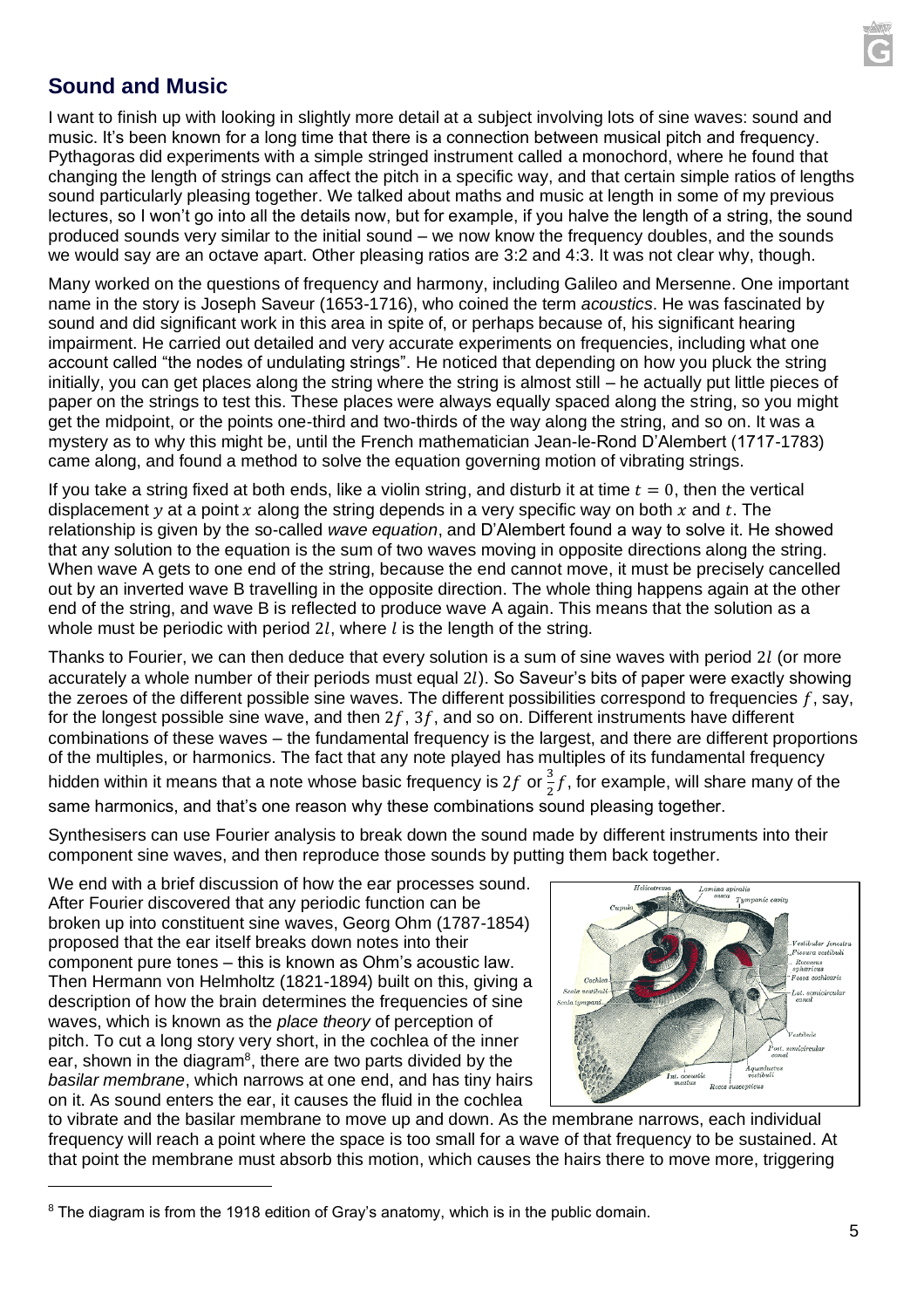## Sound and Music

I want to finish up with looking in slightly more detail at a subject involving lots of sine waves: sound and music. It's been known for a long time that there is a connection between musical pitch and frequency. Pythagoras did experiments with a simple stringed instrument called a monochord, where he found that changing the length of strings can affect the pitch in a specific way, and that certain simple ratios of lengths sound particularly pleasing together. We talked about maths and music at length in some of my previous lectures, so I won't go into all the details now, but for example, if you halve the length of a string, the sound produced sounds very similar to the initial sound – we now know the frequency doubles, and the sounds we would say are an octave apart. Other pleasing ratios are 3:2 and 4:3. It was not clear why, though.

Many worked on the questions of frequency and harmony, including Galileo and Mersenne. One important name in the story is Joseph Saveur (1653-1716), who coined the term *acoustics*. He was fascinated by sound and did significant work in this area in spite of, or perhaps because of, his significant hearing impairment. He carried out detailed and very accurate experiments on frequencies, including what one account called "the nodes of undulating strings". He noticed that depending on how you pluck the string initially, you can get places along the string where the string is almost still – he actually put little pieces of paper on the strings to test this. These places were always equally spaced along the string, so you might get the midpoint, or the points one-third and two-thirds of the way along the string, and so on. It was a mystery as to why this might be, until the French mathematician Jean-le-Rond D'Alembert (1717-1783) came along, and found a method to solve the equation governing motion of vibrating strings.

If you take a string fixed at both ends, like a violin string, and disturb it at time $t = 0$, then the vertical displacement $y$ at a point $x$ along the string depends in a very specific way on both $x$ and $t$. The relationship is given by the so-called *wave equation*, and D'Alembert found a way to solve it. He showed that any solution to the equation is the sum of two waves moving in opposite directions along the string. When wave A gets to one end of the string, because the end cannot move, it must be precisely cancelled out by an inverted wave B travelling in the opposite direction. The whole thing happens again at the other end of the string, and wave B is reflected to produce wave A again. This means that the solution as a whole must be periodic with period $2l$, where $l$ is the length of the string.

Thanks to Fourier, we can then deduce that every solution is a sum of sine waves with period $2l$ (or more accurately a whole number of their periods must equal $2l$). So Saveur's bits of paper were exactly showing the zeroes of the different possible sine waves. The different possibilities correspond to frequencies $f$, say, for the longest possible sine wave, and then $2f$, $3f$, and so on. Different instruments have different combinations of these waves – the fundamental frequency is the largest, and there are different proportions of the multiples, or harmonics. The fact that any note played has multiples of its fundamental frequency hidden within it means that a note whose basic frequency is $2f$ or $\frac{3}{2}f$, for example, will share many of the same harmonics, and that's one reason why these combinations sound pleasing together.

Synthesisers can use Fourier analysis to break down the sound made by different instruments into their component sine waves, and then reproduce those sounds by putting them back together.

We end with a brief discussion of how the ear processes sound. After Fourier discovered that any periodic function can be broken up into constituent sine waves, Georg Ohm (1787-1854) proposed that the ear itself breaks down notes into their component pure tones – this is known as Ohm's acoustic law. Then Hermann von Helmholtz (1821-1894) built on this, giving a description of how the brain determines the frequencies of sine waves, which is known as the *place theory* of perception of pitch. To cut a long story very short, in the cochlea of the inner ear, shown in the diagram[8], there are two parts divided by the *basilar membrane*, which narrows at one end, and has tiny hairs on it. As sound enters the ear, it causes the fluid in the cochlea to vibrate and the basilar membrane to move up and down. As the membrane narrows, each individual frequency will reach a point where the space is too small for a wave of that frequency to be sustained. At that point the membrane must absorb this motion, which causes the hairs there to move more, triggering

[8] The diagram is from the 1918 edition of Gray's anatomy, which is in the public domain.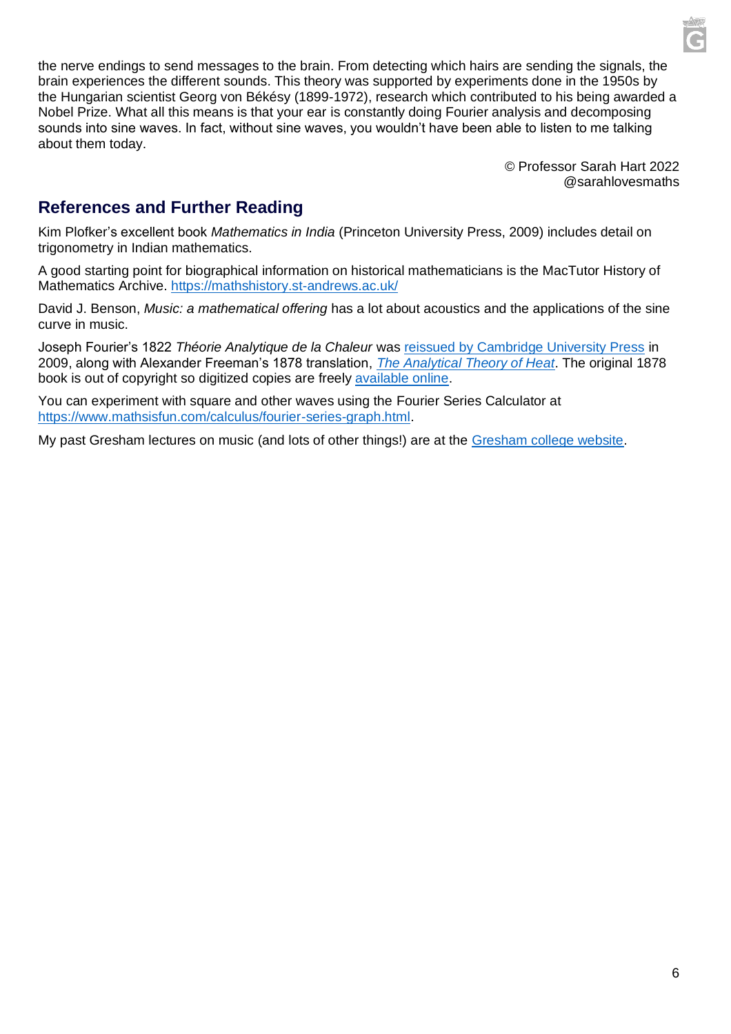the nerve endings to send messages to the brain. From detecting which hairs are sending the signals, the brain experiences the different sounds. This theory was supported by experiments done in the 1950s by the Hungarian scientist Georg von Békésy (1899-1972), research which contributed to his being awarded a Nobel Prize. What all this means is that your ear is constantly doing Fourier analysis and decomposing sounds into sine waves. In fact, without sine waves, you wouldn't have been able to listen to me talking about them today.

© Professor Sarah Hart 2022
@sarahlovesmaths

## References and Further Reading

Kim Plofker's excellent book *Mathematics in India* (Princeton University Press, 2009) includes detail on trigonometry in Indian mathematics.

A good starting point for biographical information on historical mathematicians is the MacTutor History of Mathematics Archive. https://mathshistory.st-andrews.ac.uk/

David J. Benson, *Music: a mathematical offering* has a lot about acoustics and the applications of the sine curve in music.

Joseph Fourier's 1822 *Théorie Analytique de la Chaleur* was reissued by Cambridge University Press in 2009, along with Alexander Freeman's 1878 translation, *The Analytical Theory of Heat*. The original 1878 book is out of copyright so digitized copies are freely available online.

You can experiment with square and other waves using the Fourier Series Calculator at https://www.mathsisfun.com/calculus/fourier-series-graph.html.

My past Gresham lectures on music (and lots of other things!) are at the Gresham college website.